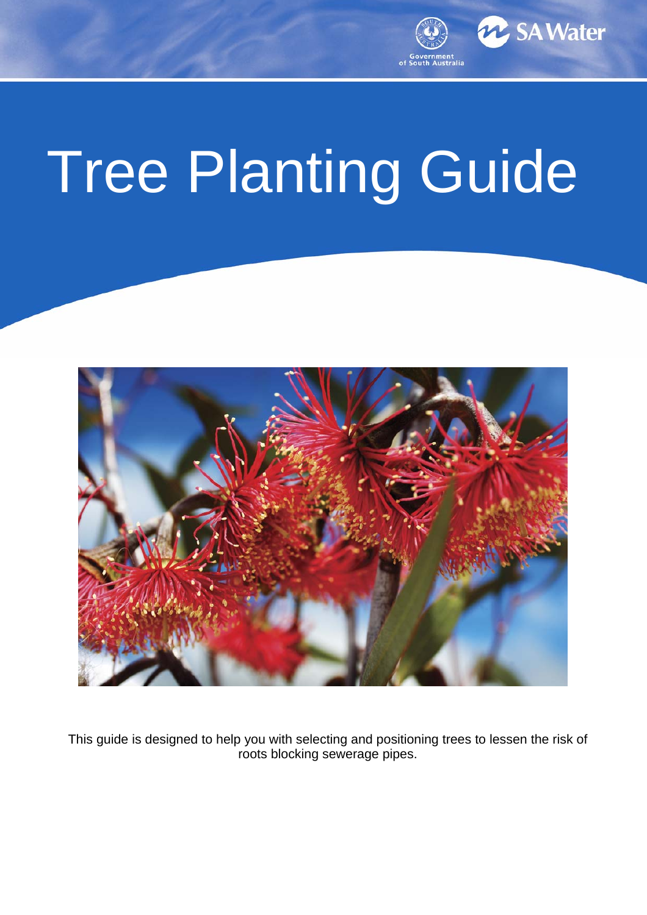# Tree Planting Guide

This guide is designed to help you with selecting and positioning trees to lessen the risk of roots blocking sewerage pipes.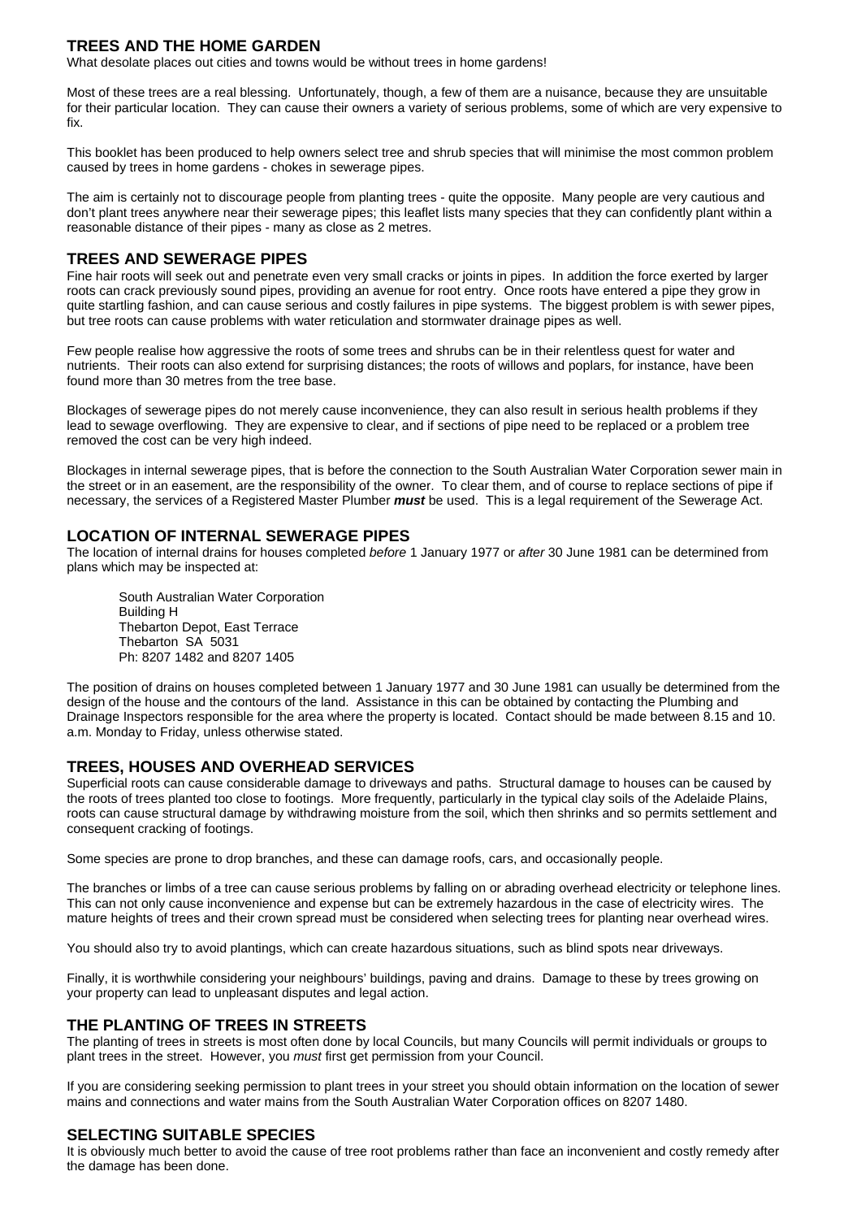## TREES AND THE HOME GARDEN

What desolate places out cities and towns would be without trees in home gardens!

Most of these trees are a real blessing. Unfortunately, though, a few of them are a nuisance, because they are unsuitable for their particular location. They can cause their owners a variety of serious problems, some of which are very expensive to fix.

This booklet has been produced to help owners select tree and shrub species that will minimise the most common problem caused by trees in home gardens - chokes in sewerage pipes.

The aim is certainly not to discourage people from planting trees - quite the opposite. Many people are very cautious and don't plant trees anywhere near their sewerage pipes; this leaflet lists many species that they can confidently plant within a reasonable distance of their pipes - many as close as 2 metres.

## TREES AND SEWERAGE PIPES

Fine hair roots will seek out and penetrate even very small cracks or joints in pipes. In addition the force exerted by larger roots can crack previously sound pipes, providing an avenue for root entry. Once roots have entered a pipe they grow in quite startling fashion, and can cause serious and costly failures in pipe systems. The biggest problem is with sewer pipes, but tree roots can cause problems with water reticulation and stormwater drainage pipes as well.

Few people realise how aggressive the roots of some trees and shrubs can be in their relentless quest for water and nutrients. Their roots can also extend for surprising distances; the roots of willows and poplars, for instance, have been found more than 30 metres from the tree base.

Blockages of sewerage pipes do not merely cause inconvenience, they can also result in serious health problems if they lead to sewage overflowing. They are expensive to clear, and if sections of pipe need to be replaced or a problem tree removed the cost can be very high indeed.

Blockages in internal sewerage pipes, that is before the connection to the South Australian Water Corporation sewer main in the street or in an easement, are the responsibility of the owner. To clear them, and of course to replace sections of pipe if necessary, the services of a Registered Master Plumber ***must*** be used. This is a legal requirement of the Sewerage Act.

## LOCATION OF INTERNAL SEWERAGE PIPES

The location of internal drains for houses completed *before* 1 January 1977 or *after* 30 June 1981 can be determined from plans which may be inspected at:

South Australian Water Corporation
Building H
Thebarton Depot, East Terrace
Thebarton SA 5031
Ph: 8207 1482 and 8207 1405

The position of drains on houses completed between 1 January 1977 and 30 June 1981 can usually be determined from the design of the house and the contours of the land. Assistance in this can be obtained by contacting the Plumbing and Drainage Inspectors responsible for the area where the property is located. Contact should be made between 8.15 and 10. a.m. Monday to Friday, unless otherwise stated.

## TREES, HOUSES AND OVERHEAD SERVICES

Superficial roots can cause considerable damage to driveways and paths. Structural damage to houses can be caused by the roots of trees planted too close to footings. More frequently, particularly in the typical clay soils of the Adelaide Plains, roots can cause structural damage by withdrawing moisture from the soil, which then shrinks and so permits settlement and consequent cracking of footings.

Some species are prone to drop branches, and these can damage roofs, cars, and occasionally people.

The branches or limbs of a tree can cause serious problems by falling on or abrading overhead electricity or telephone lines. This can not only cause inconvenience and expense but can be extremely hazardous in the case of electricity wires. The mature heights of trees and their crown spread must be considered when selecting trees for planting near overhead wires.

You should also try to avoid plantings, which can create hazardous situations, such as blind spots near driveways.

Finally, it is worthwhile considering your neighbours' buildings, paving and drains. Damage to these by trees growing on your property can lead to unpleasant disputes and legal action.

## THE PLANTING OF TREES IN STREETS

The planting of trees in streets is most often done by local Councils, but many Councils will permit individuals or groups to plant trees in the street. However, you *must* first get permission from your Council.

If you are considering seeking permission to plant trees in your street you should obtain information on the location of sewer mains and connections and water mains from the South Australian Water Corporation offices on 8207 1480.

## SELECTING SUITABLE SPECIES

It is obviously much better to avoid the cause of tree root problems rather than face an inconvenient and costly remedy after the damage has been done.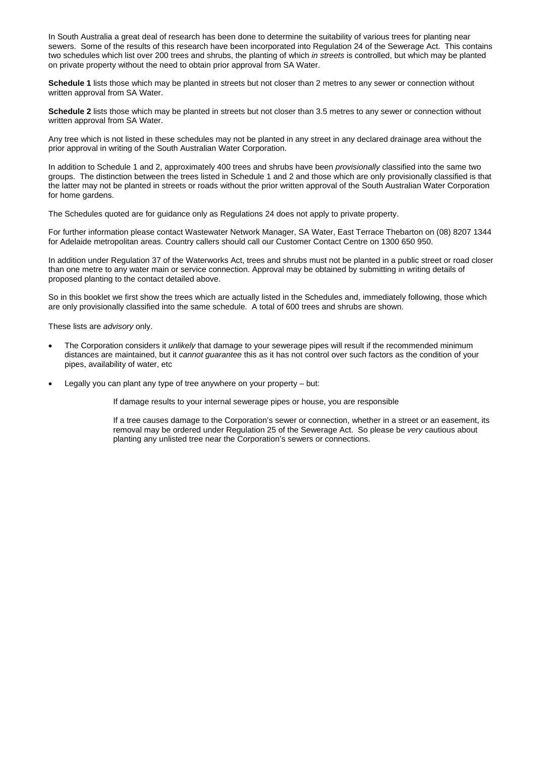In South Australia a great deal of research has been done to determine the suitability of various trees for planting near sewers. Some of the results of this research have been incorporated into Regulation 24 of the Sewerage Act. This contains two schedules which list over 200 trees and shrubs, the planting of which *in streets* is controlled, but which may be planted on private property without the need to obtain prior approval from SA Water.

**Schedule 1** lists those which may be planted in streets but not closer than 2 metres to any sewer or connection without written approval from SA Water.

**Schedule 2** lists those which may be planted in streets but not closer than 3.5 metres to any sewer or connection without written approval from SA Water.

Any tree which is not listed in these schedules may not be planted in any street in any declared drainage area without the prior approval in writing of the South Australian Water Corporation.

In addition to Schedule 1 and 2, approximately 400 trees and shrubs have been *provisionally* classified into the same two groups. The distinction between the trees listed in Schedule 1 and 2 and those which are only provisionally classified is that the latter may not be planted in streets or roads without the prior written approval of the South Australian Water Corporation for home gardens.

The Schedules quoted are for guidance only as Regulations 24 does not apply to private property.

For further information please contact Wastewater Network Manager, SA Water, East Terrace Thebarton on (08) 8207 1344 for Adelaide metropolitan areas. Country callers should call our Customer Contact Centre on 1300 650 950.

In addition under Regulation 37 of the Waterworks Act, trees and shrubs must not be planted in a public street or road closer than one metre to any water main or service connection. Approval may be obtained by submitting in writing details of proposed planting to the contact detailed above.

So in this booklet we first show the trees which are actually listed in the Schedules and, immediately following, those which are only provisionally classified into the same schedule. A total of 600 trees and shrubs are shown.

These lists are *advisory* only.

- The Corporation considers it *unlikely* that damage to your sewerage pipes will result if the recommended minimum distances are maintained, but it *cannot guarantee* this as it has not control over such factors as the condition of your pipes, availability of water, etc
- Legally you can plant any type of tree anywhere on your property – but:

  If damage results to your internal sewerage pipes or house, you are responsible

  If a tree causes damage to the Corporation's sewer or connection, whether in a street or an easement, its removal may be ordered under Regulation 25 of the Sewerage Act. So please be *very* cautious about planting any unlisted tree near the Corporation's sewers or connections.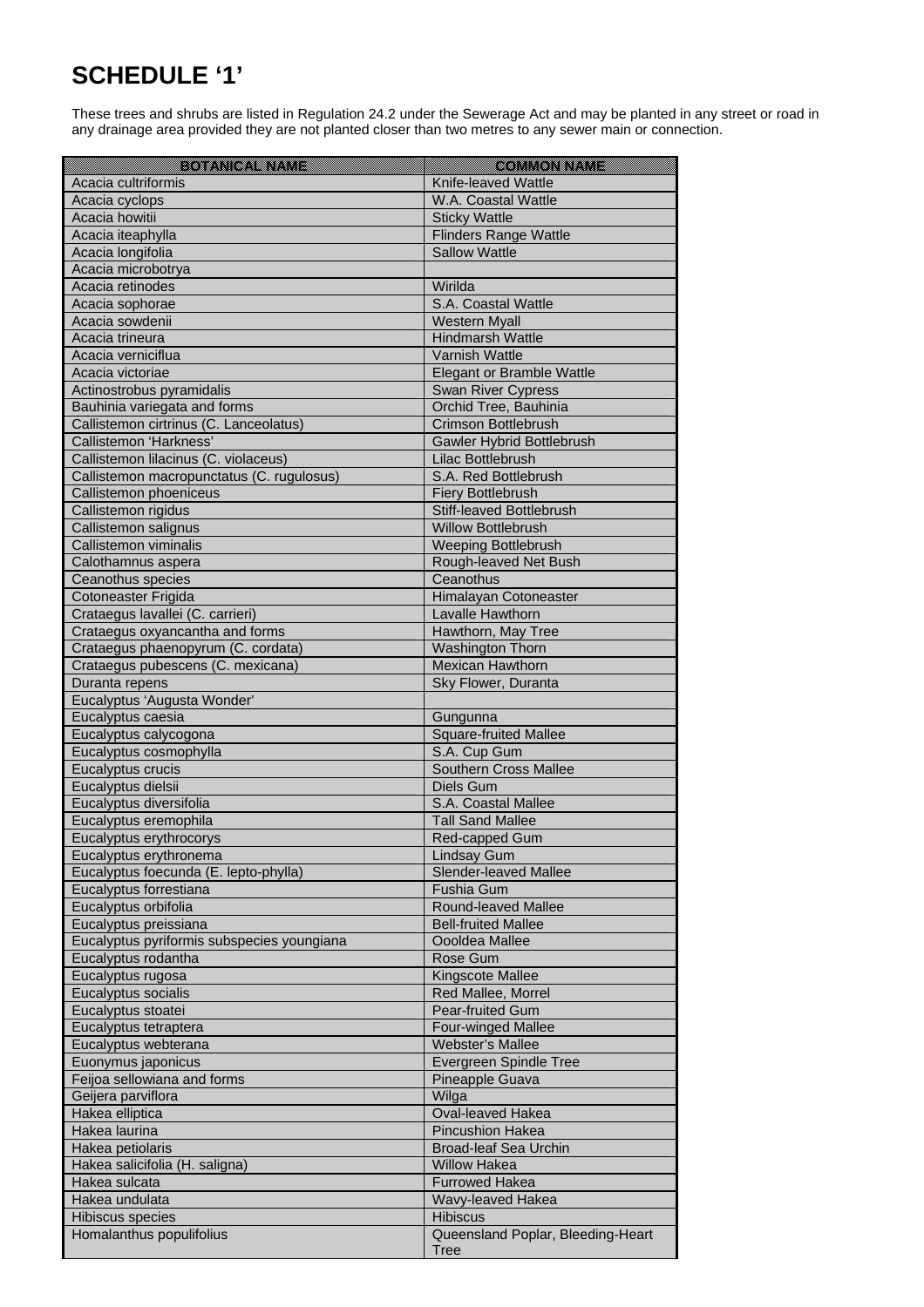# SCHEDULE '1'

These trees and shrubs are listed in Regulation 24.2 under the Sewerage Act and may be planted in any street or road in any drainage area provided they are not planted closer than two metres to any sewer main or connection.

| BOTANICAL NAME | COMMON NAME |
|---|---|
| Acacia cultriformis | Knife-leaved Wattle |
| Acacia cyclops | W.A. Coastal Wattle |
| Acacia howitii | Sticky Wattle |
| Acacia iteaphylla | Flinders Range Wattle |
| Acacia longifolia | Sallow Wattle |
| Acacia microbotrya | |
| Acacia retinodes | Wirilda |
| Acacia sophorae | S.A. Coastal Wattle |
| Acacia sowdenii | Western Myall |
| Acacia trineura | Hindmarsh Wattle |
| Acacia verniciflua | Varnish Wattle |
| Acacia victoriae | Elegant or Bramble Wattle |
| Actinostrobus pyramidalis | Swan River Cypress |
| Bauhinia variegata and forms | Orchid Tree, Bauhinia |
| Callistemon cirtrinus (C. Lanceolatus) | Crimson Bottlebrush |
| Callistemon 'Harkness' | Gawler Hybrid Bottlebrush |
| Callistemon lilacinus (C. violaceus) | Lilac Bottlebrush |
| Callistemon macropunctatus (C. rugulosus) | S.A. Red Bottlebrush |
| Callistemon phoeniceus | Fiery Bottlebrush |
| Callistemon rigidus | Stiff-leaved Bottlebrush |
| Callistemon salignus | Willow Bottlebrush |
| Callistemon viminalis | Weeping Bottlebrush |
| Calothamnus aspera | Rough-leaved Net Bush |
| Ceanothus species | Ceanothus |
| Cotoneaster Frigida | Himalayan Cotoneaster |
| Crataegus lavallei (C. carrieri) | Lavalle Hawthorn |
| Crataegus oxyancantha and forms | Hawthorn, May Tree |
| Crataegus phaenopyrum (C. cordata) | Washington Thorn |
| Crataegus pubescens (C. mexicana) | Mexican Hawthorn |
| Duranta repens | Sky Flower, Duranta |
| Eucalyptus 'Augusta Wonder' | |
| Eucalyptus caesia | Gungunna |
| Eucalyptus calycogona | Square-fruited Mallee |
| Eucalyptus cosmophylla | S.A. Cup Gum |
| Eucalyptus crucis | Southern Cross Mallee |
| Eucalyptus dielsii | Diels Gum |
| Eucalyptus diversifolia | S.A. Coastal Mallee |
| Eucalyptus eremophila | Tall Sand Mallee |
| Eucalyptus erythrocorys | Red-capped Gum |
| Eucalyptus erythronema | Lindsay Gum |
| Eucalyptus foecunda (E. lepto-phylla) | Slender-leaved Mallee |
| Eucalyptus forrestiana | Fushia Gum |
| Eucalyptus orbifolia | Round-leaved Mallee |
| Eucalyptus preissiana | Bell-fruited Mallee |
| Eucalyptus pyriformis subspecies youngiana | Oooldea Mallee |
| Eucalyptus rodantha | Rose Gum |
| Eucalyptus rugosa | Kingscote Mallee |
| Eucalyptus socialis | Red Mallee, Morrel |
| Eucalyptus stoatei | Pear-fruited Gum |
| Eucalyptus tetraptera | Four-winged Mallee |
| Eucalyptus webterana | Webster's Mallee |
| Euonymus japonicus | Evergreen Spindle Tree |
| Feijoa sellowiana and forms | Pineapple Guava |
| Geijera parviflora | Wilga |
| Hakea elliptica | Oval-leaved Hakea |
| Hakea laurina | Pincushion Hakea |
| Hakea petiolaris | Broad-leaf Sea Urchin |
| Hakea salicifolia (H. saligna) | Willow Hakea |
| Hakea sulcata | Furrowed Hakea |
| Hakea undulata | Wavy-leaved Hakea |
| Hibiscus species | Hibiscus |
| Homalanthus populifolius | Queensland Poplar, Bleeding-Heart Tree |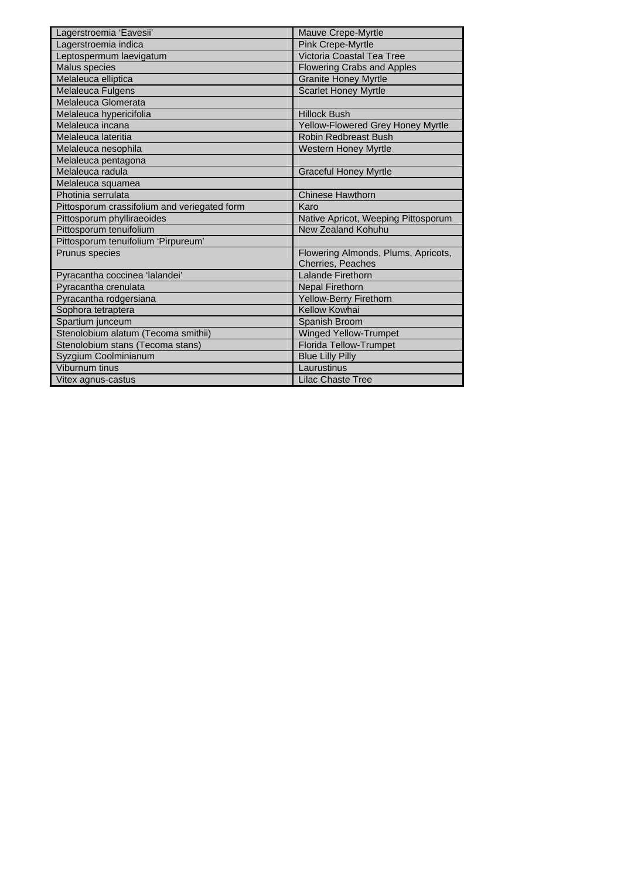| Lagerstroemia 'Eavesii' | Mauve Crepe-Myrtle |
|---|---|
| Lagerstroemia indica | Pink Crepe-Myrtle |
| Leptospermum laevigatum | Victoria Coastal Tea Tree |
| Malus species | Flowering Crabs and Apples |
| Melaleuca elliptica | Granite Honey Myrtle |
| Melaleuca Fulgens | Scarlet Honey Myrtle |
| Melaleuca Glomerata | |
| Melaleuca hypericifolia | Hillock Bush |
| Melaleuca incana | Yellow-Flowered Grey Honey Myrtle |
| Melaleuca lateritia | Robin Redbreast Bush |
| Melaleuca nesophila | Western Honey Myrtle |
| Melaleuca pentagona | |
| Melaleuca radula | Graceful Honey Myrtle |
| Melaleuca squamea | |
| Photinia serrulata | Chinese Hawthorn |
| Pittosporum crassifolium and veriegated form | Karo |
| Pittosporum phylliraeoides | Native Apricot, Weeping Pittosporum |
| Pittosporum tenuifolium | New Zealand Kohuhu |
| Pittosporum tenuifolium 'Pirpureum' | |
| Prunus species | Flowering Almonds, Plums, Apricots, Cherries, Peaches |
| Pyracantha coccinea 'lalandei' | Lalande Firethorn |
| Pyracantha crenulata | Nepal Firethorn |
| Pyracantha rodgersiana | Yellow-Berry Firethorn |
| Sophora tetraptera | Kellow Kowhai |
| Spartium junceum | Spanish Broom |
| Stenolobium alatum (Tecoma smithii) | Winged Yellow-Trumpet |
| Stenolobium stans (Tecoma stans) | Florida Tellow-Trumpet |
| Syzgium Coolminianum | Blue Lilly Pilly |
| Viburnum tinus | Laurustinus |
| Vitex agnus-castus | Lilac Chaste Tree |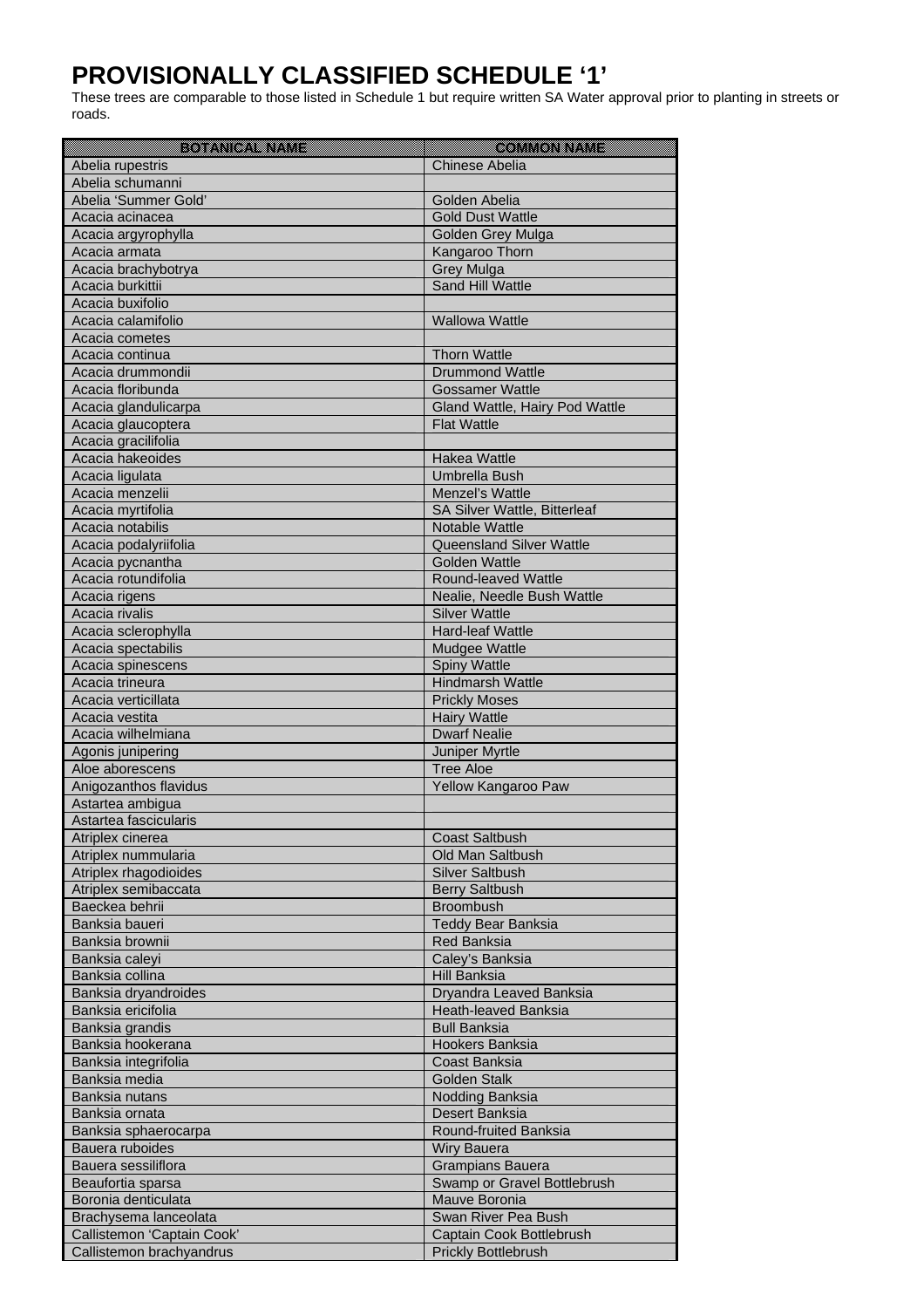# PROVISIONALLY CLASSIFIED SCHEDULE '1'

These trees are comparable to those listed in Schedule 1 but require written SA Water approval prior to planting in streets or roads.

| BOTANICAL NAME | COMMON NAME |
|---|---|
| Abelia rupestris | Chinese Abelia |
| Abelia schumanni | |
| Abelia 'Summer Gold' | Golden Abelia |
| Acacia acinacea | Gold Dust Wattle |
| Acacia argyrophylla | Golden Grey Mulga |
| Acacia armata | Kangaroo Thorn |
| Acacia brachybotrya | Grey Mulga |
| Acacia burkittii | Sand Hill Wattle |
| Acacia buxifolio | |
| Acacia calamifolio | Wallowa Wattle |
| Acacia cometes | |
| Acacia continua | Thorn Wattle |
| Acacia drummondii | Drummond Wattle |
| Acacia floribunda | Gossamer Wattle |
| Acacia glandulicarpa | Gland Wattle, Hairy Pod Wattle |
| Acacia glaucoptera | Flat Wattle |
| Acacia gracilifolia | |
| Acacia hakeoides | Hakea Wattle |
| Acacia ligulata | Umbrella Bush |
| Acacia menzelii | Menzel's Wattle |
| Acacia myrtifolia | SA Silver Wattle, Bitterleaf |
| Acacia notabilis | Notable Wattle |
| Acacia podalyriifolia | Queensland Silver Wattle |
| Acacia pycnantha | Golden Wattle |
| Acacia rotundifolia | Round-leaved Wattle |
| Acacia rigens | Nealie, Needle Bush Wattle |
| Acacia rivalis | Silver Wattle |
| Acacia sclerophylla | Hard-leaf Wattle |
| Acacia spectabilis | Mudgee Wattle |
| Acacia spinescens | Spiny Wattle |
| Acacia trineura | Hindmarsh Wattle |
| Acacia verticillata | Prickly Moses |
| Acacia vestita | Hairy Wattle |
| Acacia wilhelmiana | Dwarf Nealie |
| Agonis junipering | Juniper Myrtle |
| Aloe aborescens | Tree Aloe |
| Anigozanthos flavidus | Yellow Kangaroo Paw |
| Astartea ambigua | |
| Astartea fascicularis | |
| Atriplex cinerea | Coast Saltbush |
| Atriplex nummularia | Old Man Saltbush |
| Atriplex rhagodioides | Silver Saltbush |
| Atriplex semibaccata | Berry Saltbush |
| Baeckea behrii | Broombush |
| Banksia baueri | Teddy Bear Banksia |
| Banksia brownii | Red Banksia |
| Banksia caleyi | Caley's Banksia |
| Banksia collina | Hill Banksia |
| Banksia dryandroides | Dryandra Leaved Banksia |
| Banksia ericifolia | Heath-leaved Banksia |
| Banksia grandis | Bull Banksia |
| Banksia hookerana | Hookers Banksia |
| Banksia integrifolia | Coast Banksia |
| Banksia media | Golden Stalk |
| Banksia nutans | Nodding Banksia |
| Banksia ornata | Desert Banksia |
| Banksia sphaerocarpa | Round-fruited Banksia |
| Bauera ruboides | Wiry Bauera |
| Bauera sessiliflora | Grampians Bauera |
| Beaufortia sparsa | Swamp or Gravel Bottlebrush |
| Boronia denticulata | Mauve Boronia |
| Brachysema lanceolata | Swan River Pea Bush |
| Callistemon 'Captain Cook' | Captain Cook Bottlebrush |
| Callistemon brachyandrus | Prickly Bottlebrush |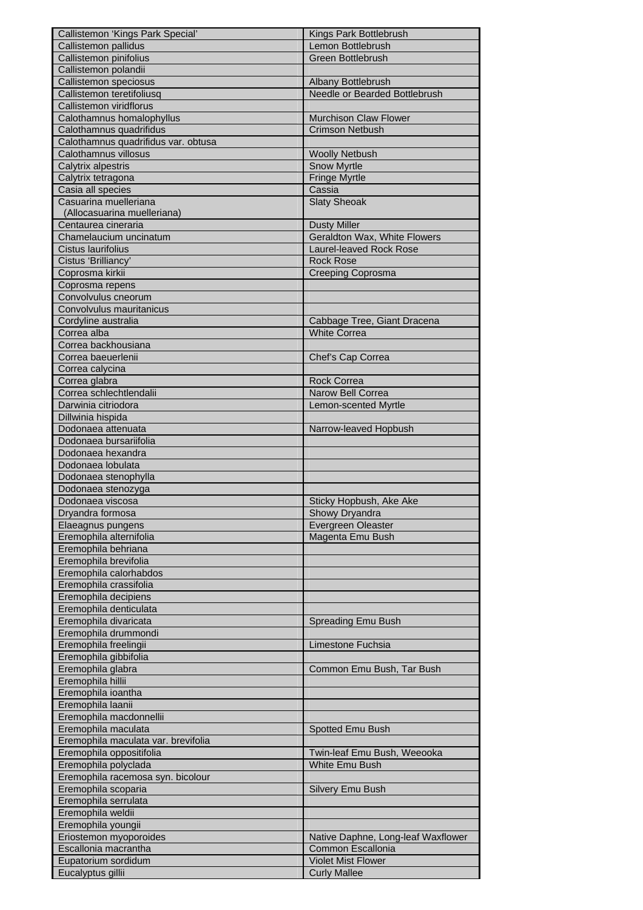| Callistemon 'Kings Park Special' | Kings Park Bottlebrush |
|---|---|
| Callistemon pallidus | Lemon Bottlebrush |
| Callistemon pinifolius | Green Bottlebrush |
| Callistemon polandii | |
| Callistemon speciosus | Albany Bottlebrush |
| Callistemon teretifoliusq | Needle or Bearded Bottlebrush |
| Callistemon viridflorus | |
| Calothamnus homalophyllus | Murchison Claw Flower |
| Calothamnus quadrifidus | Crimson Netbush |
| Calothamnus quadrifidus var. obtusa | |
| Calothamnus villosus | Woolly Netbush |
| Calytrix alpestris | Snow Myrtle |
| Calytrix tetragona | Fringe Myrtle |
| Casia all species | Cassia |
| Casuarina muelleriana (Allocasuarina muelleriana) | Slaty Sheoak |
| Centaurea cineraria | Dusty Miller |
| Chamelaucium uncinatum | Geraldton Wax, White Flowers |
| Cistus laurifolius | Laurel-leaved Rock Rose |
| Cistus 'Brilliancy' | Rock Rose |
| Coprosma kirkii | Creeping Coprosma |
| Coprosma repens | |
| Convolvulus cneorum | |
| Convolvulus mauritanicus | |
| Cordyline australia | Cabbage Tree, Giant Dracena |
| Correa alba | White Correa |
| Correa backhousiana | |
| Correa baeuerlenii | Chef's Cap Correa |
| Correa calycina | |
| Correa glabra | Rock Correa |
| Correa schlechtlendalii | Narow Bell Correa |
| Darwinia citriodora | Lemon-scented Myrtle |
| Dillwinia hispida | |
| Dodonaea attenuata | Narrow-leaved Hopbush |
| Dodonaea bursariifolia | |
| Dodonaea hexandra | |
| Dodonaea lobulata | |
| Dodonaea stenophylla | |
| Dodonaea stenozyga | |
| Dodonaea viscosa | Sticky Hopbush, Ake Ake |
| Dryandra formosa | Showy Dryandra |
| Elaeagnus pungens | Evergreen Oleaster |
| Eremophila alternifolia | Magenta Emu Bush |
| Eremophila behriana | |
| Eremophila brevifolia | |
| Eremophila calorhabdos | |
| Eremophila crassifolia | |
| Eremophila decipiens | |
| Eremophila denticulata | |
| Eremophila divaricata | Spreading Emu Bush |
| Eremophila drummondi | |
| Eremophila freelingii | Limestone Fuchsia |
| Eremophila gibbifolia | |
| Eremophila glabra | Common Emu Bush, Tar Bush |
| Eremophila hillii | |
| Eremophila ioantha | |
| Eremophila laanii | |
| Eremophila macdonnellii | |
| Eremophila maculata | Spotted Emu Bush |
| Eremophila maculata var. brevifolia | |
| Eremophila oppositifolia | Twin-leaf Emu Bush, Weeooka |
| Eremophila polyclada | White Emu Bush |
| Eremophila racemosa syn. bicolour | |
| Eremophila scoparia | Silvery Emu Bush |
| Eremophila serrulata | |
| Eremophila weldii | |
| Eremophila youngii | |
| Eriostemon myoporoides | Native Daphne, Long-leaf Waxflower |
| Escallonia macrantha | Common Escallonia |
| Eupatorium sordidum | Violet Mist Flower |
| Eucalyptus gillii | Curly Mallee |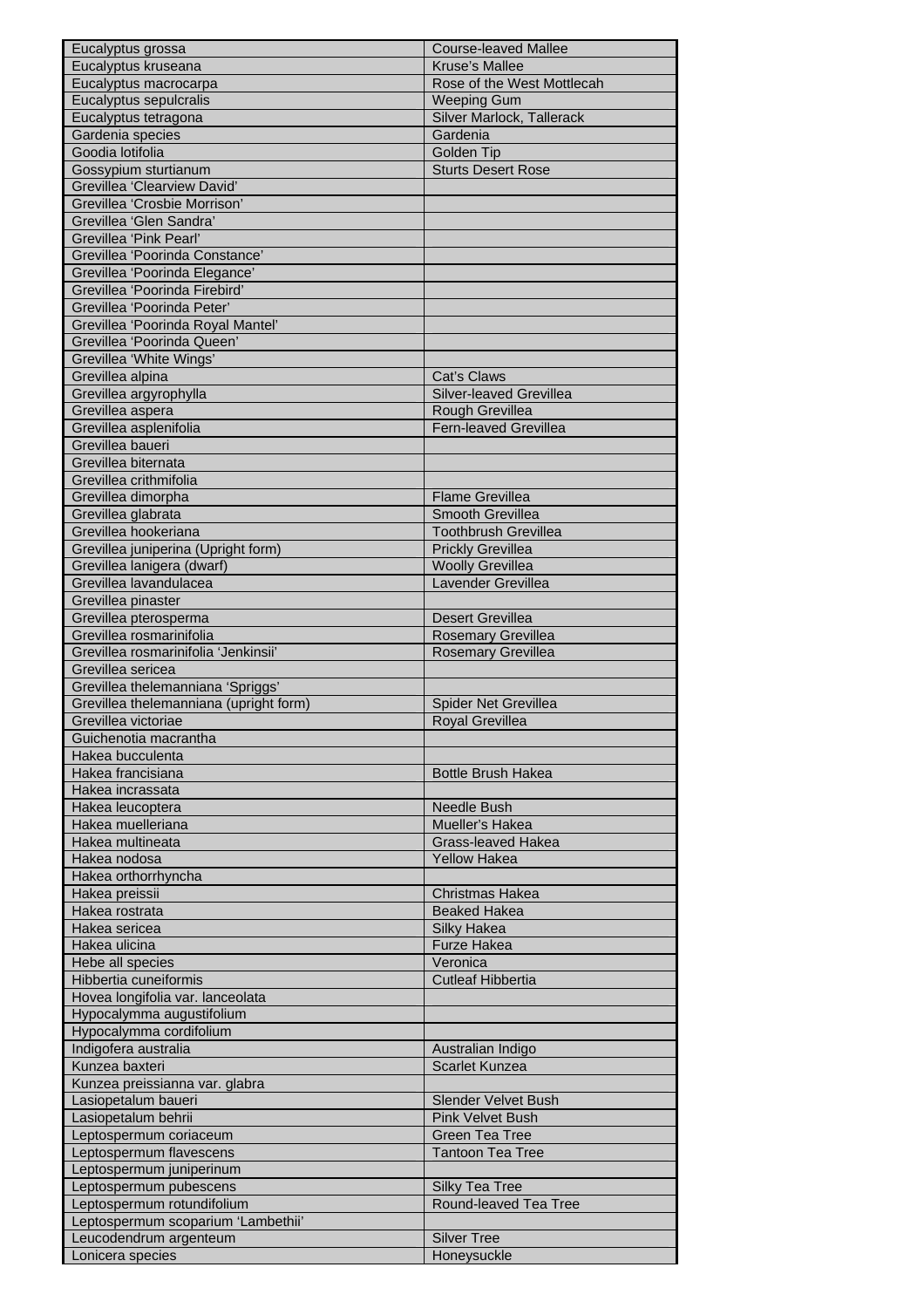| Eucalyptus grossa | Course-leaved Mallee |
|---|---|
| Eucalyptus kruseana | Kruse's Mallee |
| Eucalyptus macrocarpa | Rose of the West Mottlecah |
| Eucalyptus sepulcralis | Weeping Gum |
| Eucalyptus tetragona | Silver Marlock, Tallerack |
| Gardenia species | Gardenia |
| Goodia lotifolia | Golden Tip |
| Gossypium sturtianum | Sturts Desert Rose |
| Grevillea 'Clearview David' | |
| Grevillea 'Crosbie Morrison' | |
| Grevillea 'Glen Sandra' | |
| Grevillea 'Pink Pearl' | |
| Grevillea 'Poorinda Constance' | |
| Grevillea 'Poorinda Elegance' | |
| Grevillea 'Poorinda Firebird' | |
| Grevillea 'Poorinda Peter' | |
| Grevillea 'Poorinda Royal Mantel' | |
| Grevillea 'Poorinda Queen' | |
| Grevillea 'White Wings' | |
| Grevillea alpina | Cat's Claws |
| Grevillea argyrophylla | Silver-leaved Grevillea |
| Grevillea aspera | Rough Grevillea |
| Grevillea asplenifolia | Fern-leaved Grevillea |
| Grevillea baueri | |
| Grevillea biternata | |
| Grevillea crithmifolia | |
| Grevillea dimorpha | Flame Grevillea |
| Grevillea glabrata | Smooth Grevillea |
| Grevillea hookeriana | Toothbrush Grevillea |
| Grevillea juniperina (Upright form) | Prickly Grevillea |
| Grevillea lanigera (dwarf) | Woolly Grevillea |
| Grevillea lavandulacea | Lavender Grevillea |
| Grevillea pinaster | |
| Grevillea pterosperma | Desert Grevillea |
| Grevillea rosmarinifolia | Rosemary Grevillea |
| Grevillea rosmarinifolia 'Jenkinsii' | Rosemary Grevillea |
| Grevillea sericea | |
| Grevillea thelemanniana 'Spriggs' | |
| Grevillea thelemanniana (upright form) | Spider Net Grevillea |
| Grevillea victoriae | Royal Grevillea |
| Guichenotia macrantha | |
| Hakea bucculenta | |
| Hakea francisiana | Bottle Brush Hakea |
| Hakea incrassata | |
| Hakea leucoptera | Needle Bush |
| Hakea muelleriana | Mueller's Hakea |
| Hakea multineata | Grass-leaved Hakea |
| Hakea nodosa | Yellow Hakea |
| Hakea orthorrhyncha | |
| Hakea preissii | Christmas Hakea |
| Hakea rostrata | Beaked Hakea |
| Hakea sericea | Silky Hakea |
| Hakea ulicina | Furze Hakea |
| Hebe all species | Veronica |
| Hibbertia cuneiformis | Cutleaf Hibbertia |
| Hovea longifolia var. lanceolata | |
| Hypocalymma augustifolium | |
| Hypocalymma cordifolium | |
| Indigofera australia | Australian Indigo |
| Kunzea baxteri | Scarlet Kunzea |
| Kunzea preissianna var. glabra | |
| Lasiopetalum baueri | Slender Velvet Bush |
| Lasiopetalum behrii | Pink Velvet Bush |
| Leptospermum coriaceum | Green Tea Tree |
| Leptospermum flavescens | Tantoon Tea Tree |
| Leptospermum juniperinum | |
| Leptospermum pubescens | Silky Tea Tree |
| Leptospermum rotundifolium | Round-leaved Tea Tree |
| Leptospermum scoparium 'Lambethii' | |
| Leucodendrum argenteum | Silver Tree |
| Lonicera species | Honeysuckle |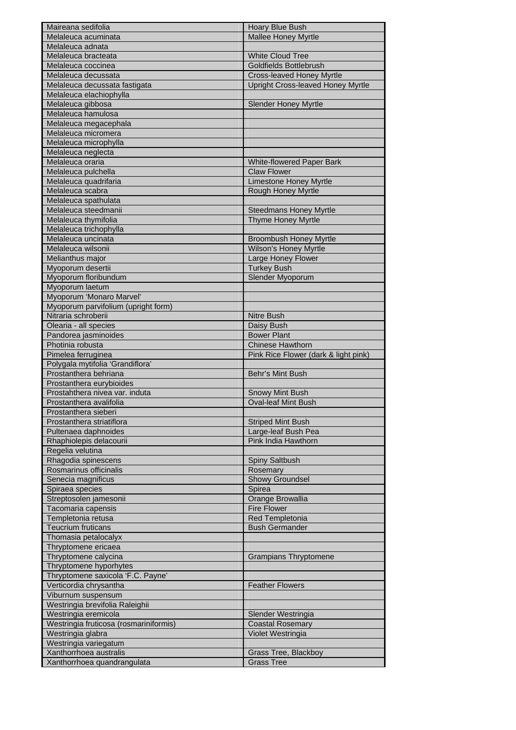| Maireana sedifolia | Hoary Blue Bush |
|---|---|
| Melaleuca acuminata | Mallee Honey Myrtle |
| Melaleuca adnata | |
| Melaleuca bracteata | White Cloud Tree |
| Melaleuca coccinea | Goldfields Bottlebrush |
| Melaleuca decussata | Cross-leaved Honey Myrtle |
| Melaleuca decussata fastigata | Upright Cross-leaved Honey Myrtle |
| Melaleuca elachiophylla | |
| Melaleuca gibbosa | Slender Honey Myrtle |
| Melaleuca hamulosa | |
| Melaleuca megacephala | |
| Melaleuca micromera | |
| Melaleuca microphylla | |
| Melaleuca neglecta | |
| Melaleuca oraria | White-flowered Paper Bark |
| Melaleuca pulchella | Claw Flower |
| Melaleuca quadrifaria | Limestone Honey Myrtle |
| Melaleuca scabra | Rough Honey Myrtle |
| Melaleuca spathulata | |
| Melaleuca steedmanii | Steedmans Honey Myrtle |
| Melaleuca thymifolia | Thyme Honey Myrtle |
| Melaleuca trichophylla | |
| Melaleuca uncinata | Broombush Honey Myrtle |
| Melaleuca wilsonii | Wilson's Honey Myrtle |
| Melianthus major | Large Honey Flower |
| Myoporum desertii | Turkey Bush |
| Myoporum floribundum | Slender Myoporum |
| Myoporum laetum | |
| Myoporum 'Monaro Marvel' | |
| Myoporum parvifolium (upright form) | |
| Nitraria schroberii | Nitre Bush |
| Olearia - all species | Daisy Bush |
| Pandorea jasminoides | Bower Plant |
| Photinia robusta | Chinese Hawthorn |
| Pimelea ferruginea | Pink Rice Flower (dark & light pink) |
| Polygala mytifolia 'Grandiflora' | |
| Prostanthera behriana | Behr's Mint Bush |
| Prostanthera eurybioides | |
| Prostahthera nivea var. induta | Snowy Mint Bush |
| Prostanthera avalifolia | Oval-leaf Mint Bush |
| Prostanthera sieberi | |
| Prostanthera striatiflora | Striped Mint Bush |
| Pultenaea daphnoides | Large-leaf Bush Pea |
| Rhaphiolepis delacourii | Pink India Hawthorn |
| Regelia velutina | |
| Rhagodia spinescens | Spiny Saltbush |
| Rosmarinus officinalis | Rosemary |
| Senecia magnificus | Showy Groundsel |
| Spiraea species | Spirea |
| Streptosolen jamesonii | Orange Browallia |
| Tacomaria capensis | Fire Flower |
| Templetonia retusa | Red Templetonia |
| Teucrium fruticans | Bush Germander |
| Thomasia petalocalyx | |
| Thryptomene ericaea | |
| Thryptomene calycina | Grampians Thryptomene |
| Thryptomene hyporhytes | |
| Thryptomene saxicola 'F.C. Payne' | |
| Verticordia chrysantha | Feather Flowers |
| Viburnum suspensum | |
| Westringia brevifolia Raleighii | |
| Westringia eremicola | Slender Westringia |
| Westringia fruticosa (rosmariniformis) | Coastal Rosemary |
| Westringia glabra | Violet Westringia |
| Westringia variegatum | |
| Xanthorrhoea australis | Grass Tree, Blackboy |
| Xanthorrhoea quandrangulata | Grass Tree |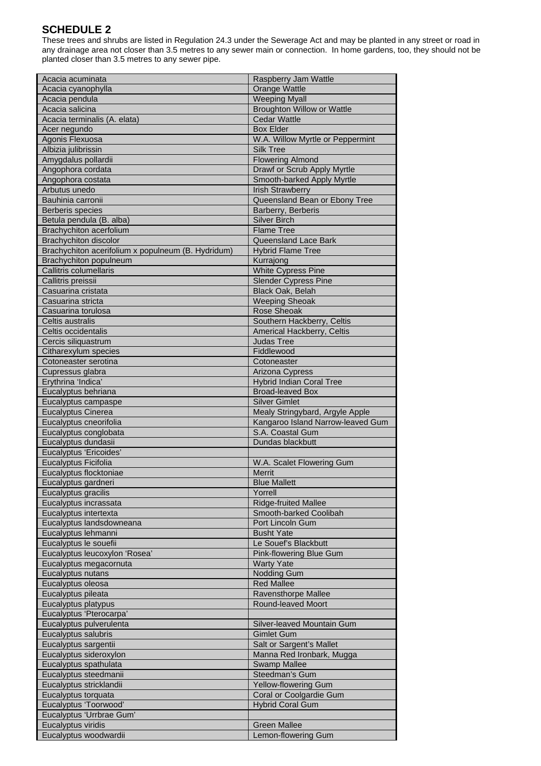## SCHEDULE 2

These trees and shrubs are listed in Regulation 24.3 under the Sewerage Act and may be planted in any street or road in any drainage area not closer than 3.5 metres to any sewer main or connection. In home gardens, too, they should not be planted closer than 3.5 metres to any sewer pipe.

| | |
|---|---|
| Acacia acuminata | Raspberry Jam Wattle |
| Acacia cyanophylla | Orange Wattle |
| Acacia pendula | Weeping Myall |
| Acacia salicina | Broughton Willow or Wattle |
| Acacia terminalis (A. elata) | Cedar Wattle |
| Acer negundo | Box Elder |
| Agonis Flexuosa | W.A. Willow Myrtle or Peppermint |
| Albizia julibrissin | Silk Tree |
| Amygdalus pollardii | Flowering Almond |
| Angophora cordata | Drawf or Scrub Apply Myrtle |
| Angophora costata | Smooth-barked Apply Myrtle |
| Arbutus unedo | Irish Strawberry |
| Bauhinia carronii | Queensland Bean or Ebony Tree |
| Berberis species | Barberry, Berberis |
| Betula pendula (B. alba) | Silver Birch |
| Brachychiton acerfolium | Flame Tree |
| Brachychiton discolor | Queensland Lace Bark |
| Brachychiton acerifolium x populneum (B. Hydridum) | Hybrid Flame Tree |
| Brachychiton populneum | Kurrajong |
| Callitris columellaris | White Cypress Pine |
| Callitris preissii | Slender Cypress Pine |
| Casuarina cristata | Black Oak, Belah |
| Casuarina stricta | Weeping Sheoak |
| Casuarina torulosa | Rose Sheoak |
| Celtis australis | Southern Hackberry, Celtis |
| Celtis occidentalis | Americal Hackberry, Celtis |
| Cercis siliquastrum | Judas Tree |
| Citharexylum species | Fiddlewood |
| Cotoneaster serotina | Cotoneaster |
| Cupressus glabra | Arizona Cypress |
| Erythrina 'Indica' | Hybrid Indian Coral Tree |
| Eucalyptus behriana | Broad-leaved Box |
| Eucalyptus campaspe | Silver Gimlet |
| Eucalyptus Cinerea | Mealy Stringybard, Argyle Apple |
| Eucalyptus cneorifolia | Kangaroo Island Narrow-leaved Gum |
| Eucalyptus conglobata | S.A. Coastal Gum |
| Eucalyptus dundasii | Dundas blackbutt |
| Eucalyptus 'Ericoides' | |
| Eucalyptus Ficifolia | W.A. Scalet Flowering Gum |
| Eucalyptus flocktoniae | Merrit |
| Eucalyptus gardneri | Blue Mallett |
| Eucalyptus gracilis | Yorrell |
| Eucalyptus incrassata | Ridge-fruited Mallee |
| Eucalyptus intertexta | Smooth-barked Coolibah |
| Eucalyptus landsdowneana | Port Lincoln Gum |
| Eucalyptus lehmanni | Busht Yate |
| Eucalyptus le souefii | Le Souef's Blackbutt |
| Eucalyptus leucoxylon 'Rosea' | Pink-flowering Blue Gum |
| Eucalyptus megacornuta | Warty Yate |
| Eucalyptus nutans | Nodding Gum |
| Eucalyptus oleosa | Red Mallee |
| Eucalyptus pileata | Ravensthorpe Mallee |
| Eucalyptus platypus | Round-leaved Moort |
| Eucalyptus 'Pterocarpa' | |
| Eucalyptus pulverulenta | Silver-leaved Mountain Gum |
| Eucalyptus salubris | Gimlet Gum |
| Eucalyptus sargentii | Salt or Sargent's Mallet |
| Eucalyptus sideroxylon | Manna Red Ironbark, Mugga |
| Eucalyptus spathulata | Swamp Mallee |
| Eucalyptus steedmanii | Steedman's Gum |
| Eucalyptus stricklandii | Yellow-flowering Gum |
| Eucalyptus torquata | Coral or Coolgardie Gum |
| Eucalyptus 'Toorwood' | Hybrid Coral Gum |
| Eucalyptus 'Urrbrae Gum' | |
| Eucalyptus viridis | Green Mallee |
| Eucalyptus woodwardii | Lemon-flowering Gum |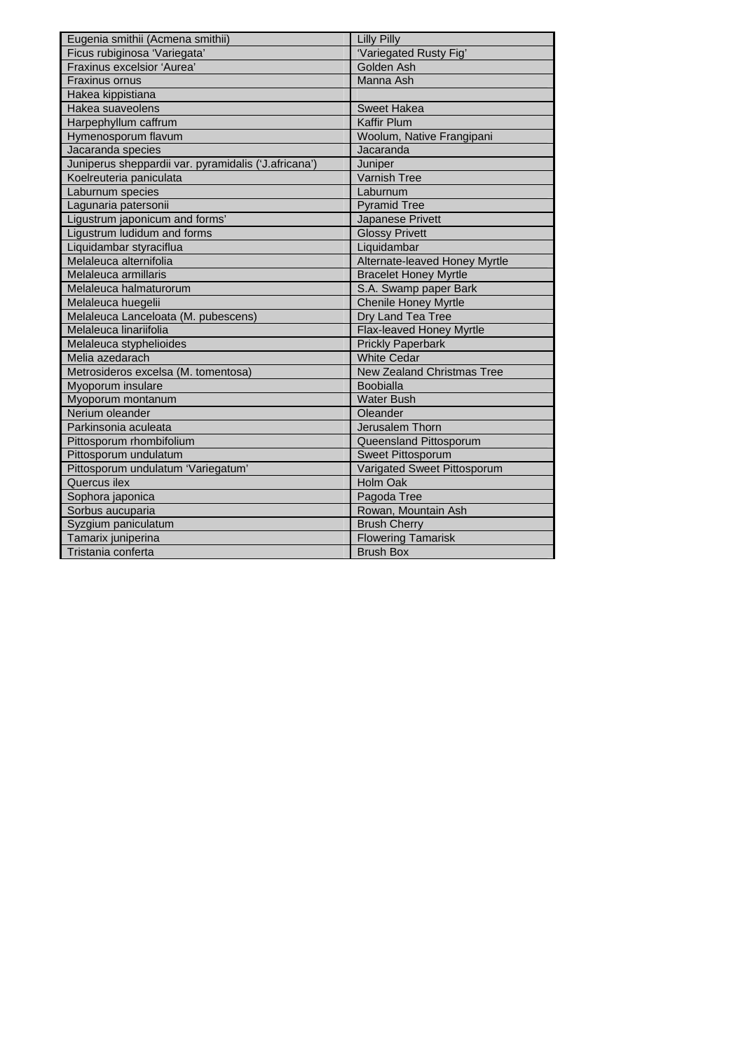| Eugenia smithii (Acmena smithii) | Lilly Pilly |
|---|---|
| Ficus rubiginosa 'Variegata' | 'Variegated Rusty Fig' |
| Fraxinus excelsior 'Aurea' | Golden Ash |
| Fraxinus ornus | Manna Ash |
| Hakea kippistiana | |
| Hakea suaveolens | Sweet Hakea |
| Harpephyllum caffrum | Kaffir Plum |
| Hymenosporum flavum | Woolum, Native Frangipani |
| Jacaranda species | Jacaranda |
| Juniperus sheppardii var. pyramidalis ('J.africana') | Juniper |
| Koelreuteria paniculata | Varnish Tree |
| Laburnum species | Laburnum |
| Lagunaria patersonii | Pyramid Tree |
| Ligustrum japonicum and forms' | Japanese Privett |
| Ligustrum ludidum and forms | Glossy Privett |
| Liquidambar styraciflua | Liquidambar |
| Melaleuca alternifolia | Alternate-leaved Honey Myrtle |
| Melaleuca armillaris | Bracelet Honey Myrtle |
| Melaleuca halmaturorum | S.A. Swamp paper Bark |
| Melaleuca huegelii | Chenile Honey Myrtle |
| Melaleuca Lanceloata (M. pubescens) | Dry Land Tea Tree |
| Melaleuca linariifolia | Flax-leaved Honey Myrtle |
| Melaleuca styphelioides | Prickly Paperbark |
| Melia azedarach | White Cedar |
| Metrosideros excelsa (M. tomentosa) | New Zealand Christmas Tree |
| Myoporum insulare | Boobialla |
| Myoporum montanum | Water Bush |
| Nerium oleander | Oleander |
| Parkinsonia aculeata | Jerusalem Thorn |
| Pittosporum rhombifolium | Queensland Pittosporum |
| Pittosporum undulatum | Sweet Pittosporum |
| Pittosporum undulatum 'Variegatum' | Varigated Sweet Pittosporum |
| Quercus ilex | Holm Oak |
| Sophora japonica | Pagoda Tree |
| Sorbus aucuparia | Rowan, Mountain Ash |
| Syzgium paniculatum | Brush Cherry |
| Tamarix juniperina | Flowering Tamarisk |
| Tristania conferta | Brush Box |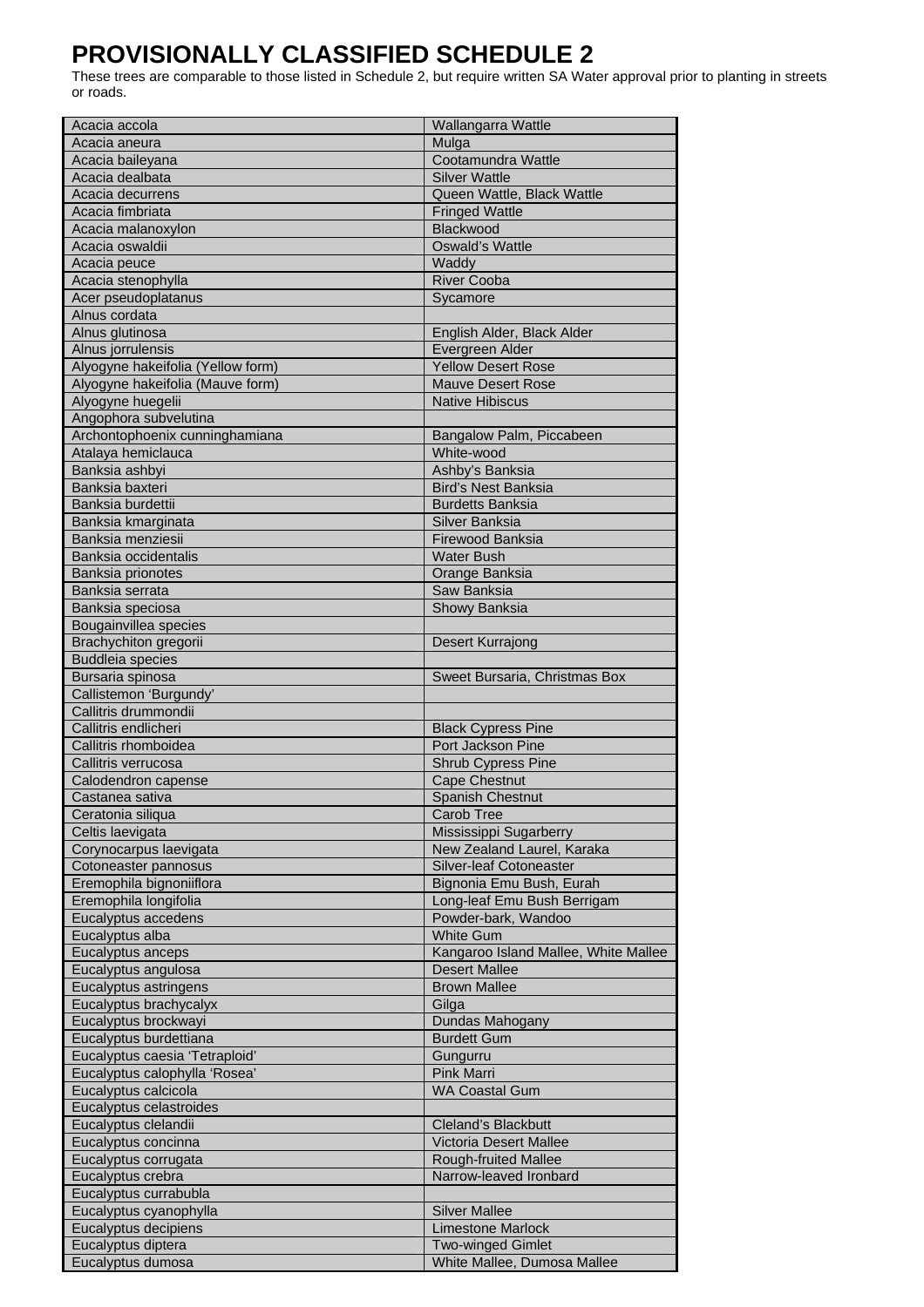# PROVISIONALLY CLASSIFIED SCHEDULE 2

These trees are comparable to those listed in Schedule 2, but require written SA Water approval prior to planting in streets or roads.

| | |
|---|---|
| Acacia accola | Wallangarra Wattle |
| Acacia aneura | Mulga |
| Acacia baileyana | Cootamundra Wattle |
| Acacia dealbata | Silver Wattle |
| Acacia decurrens | Queen Wattle, Black Wattle |
| Acacia fimbriata | Fringed Wattle |
| Acacia malanoxylon | Blackwood |
| Acacia oswaldii | Oswald's Wattle |
| Acacia peuce | Waddy |
| Acacia stenophylla | River Cooba |
| Acer pseudoplatanus | Sycamore |
| Alnus cordata | |
| Alnus glutinosa | English Alder, Black Alder |
| Alnus jorrulensis | Evergreen Alder |
| Alyogyne hakeifolia (Yellow form) | Yellow Desert Rose |
| Alyogyne hakeifolia (Mauve form) | Mauve Desert Rose |
| Alyogyne huegelii | Native Hibiscus |
| Angophora subvelutina | |
| Archontophoenix cunninghamiana | Bangalow Palm, Piccabeen |
| Atalaya hemiclauca | White-wood |
| Banksia ashbyi | Ashby's Banksia |
| Banksia baxteri | Bird's Nest Banksia |
| Banksia burdettii | Burdetts Banksia |
| Banksia kmarginata | Silver Banksia |
| Banksia menziesii | Firewood Banksia |
| Banksia occidentalis | Water Bush |
| Banksia prionotes | Orange Banksia |
| Banksia serrata | Saw Banksia |
| Banksia speciosa | Showy Banksia |
| Bougainvillea species | |
| Brachychiton gregorii | Desert Kurrajong |
| Buddleia species | |
| Bursaria spinosa | Sweet Bursaria, Christmas Box |
| Callistemon 'Burgundy' | |
| Callitris drummondii | |
| Callitris endlicheri | Black Cypress Pine |
| Callitris rhomboidea | Port Jackson Pine |
| Callitris verrucosa | Shrub Cypress Pine |
| Calodendron capense | Cape Chestnut |
| Castanea sativa | Spanish Chestnut |
| Ceratonia siliqua | Carob Tree |
| Celtis laevigata | Mississippi Sugarberry |
| Corynocarpus laevigata | New Zealand Laurel, Karaka |
| Cotoneaster pannosus | Silver-leaf Cotoneaster |
| Eremophila bignoniiflora | Bignonia Emu Bush, Eurah |
| Eremophila longifolia | Long-leaf Emu Bush Berrigam |
| Eucalyptus accedens | Powder-bark, Wandoo |
| Eucalyptus alba | White Gum |
| Eucalyptus anceps | Kangaroo Island Mallee, White Mallee |
| Eucalyptus angulosa | Desert Mallee |
| Eucalyptus astringens | Brown Mallee |
| Eucalyptus brachycalyx | Gilga |
| Eucalyptus brockwayi | Dundas Mahogany |
| Eucalyptus burdettiana | Burdett Gum |
| Eucalyptus caesia 'Tetraploid' | Gungurru |
| Eucalyptus calophylla 'Rosea' | Pink Marri |
| Eucalyptus calcicola | WA Coastal Gum |
| Eucalyptus celastroides | |
| Eucalyptus clelandii | Cleland's Blackbutt |
| Eucalyptus concinna | Victoria Desert Mallee |
| Eucalyptus corrugata | Rough-fruited Mallee |
| Eucalyptus crebra | Narrow-leaved Ironbard |
| Eucalyptus currabubla | |
| Eucalyptus cyanophylla | Silver Mallee |
| Eucalyptus decipiens | Limestone Marlock |
| Eucalyptus diptera | Two-winged Gimlet |
| Eucalyptus dumosa | White Mallee, Dumosa Mallee |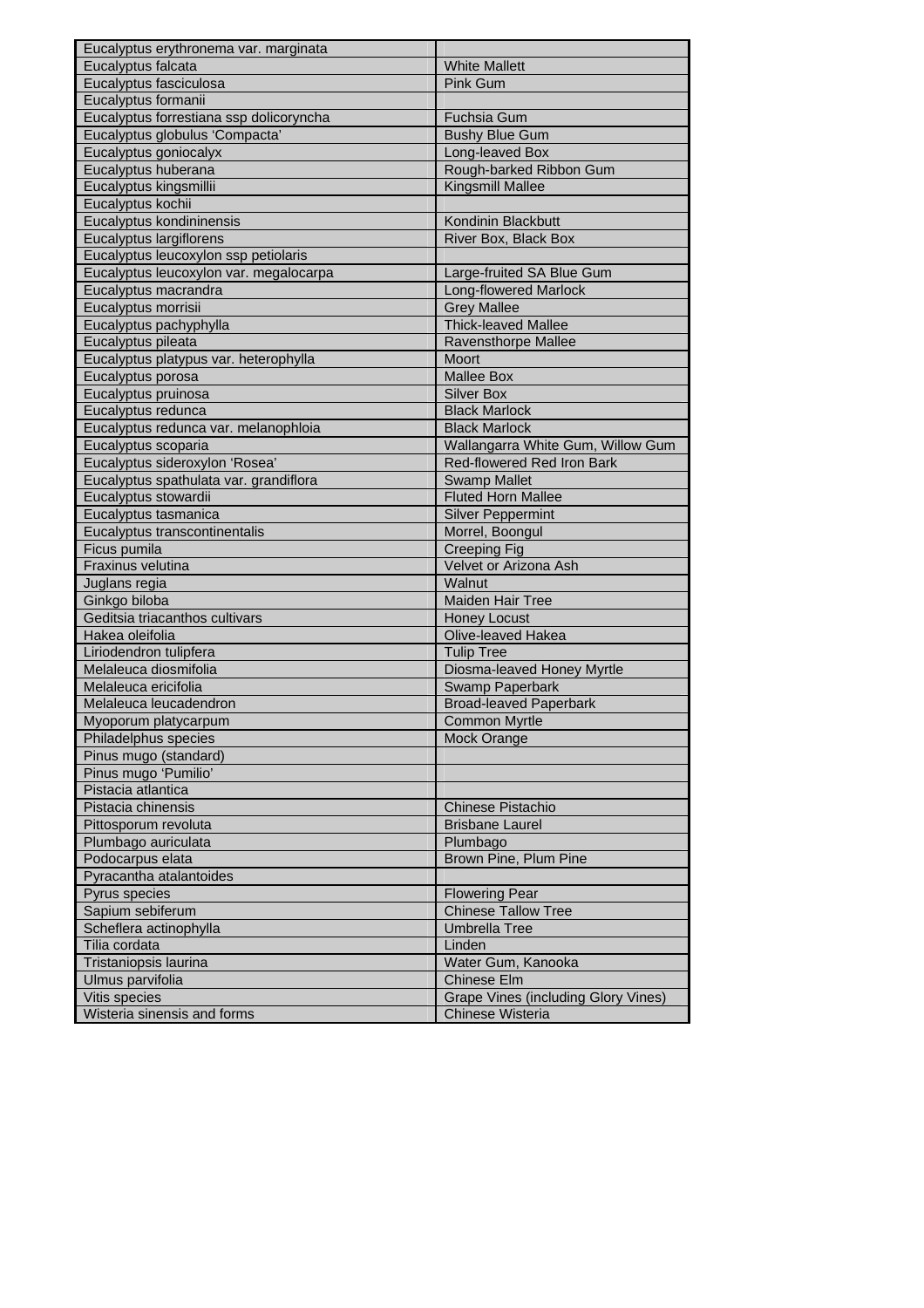| Eucalyptus erythronema var. marginata | |
|---|---|
| Eucalyptus falcata | White Mallett |
| Eucalyptus fasciculosa | Pink Gum |
| Eucalyptus formanii | |
| Eucalyptus forrestiana ssp dolicoryncha | Fuchsia Gum |
| Eucalyptus globulus 'Compacta' | Bushy Blue Gum |
| Eucalyptus goniocalyx | Long-leaved Box |
| Eucalyptus huberana | Rough-barked Ribbon Gum |
| Eucalyptus kingsmillii | Kingsmill Mallee |
| Eucalyptus kochii | |
| Eucalyptus kondininensis | Kondinin Blackbutt |
| Eucalyptus largiflorens | River Box, Black Box |
| Eucalyptus leucoxylon ssp petiolaris | |
| Eucalyptus leucoxylon var. megalocarpa | Large-fruited SA Blue Gum |
| Eucalyptus macrandra | Long-flowered Marlock |
| Eucalyptus morrisii | Grey Mallee |
| Eucalyptus pachyphylla | Thick-leaved Mallee |
| Eucalyptus pileata | Ravensthorpe Mallee |
| Eucalyptus platypus var. heterophylla | Moort |
| Eucalyptus porosa | Mallee Box |
| Eucalyptus pruinosa | Silver Box |
| Eucalyptus redunca | Black Marlock |
| Eucalyptus redunca var. melanophloia | Black Marlock |
| Eucalyptus scoparia | Wallangarra White Gum, Willow Gum |
| Eucalyptus sideroxylon 'Rosea' | Red-flowered Red Iron Bark |
| Eucalyptus spathulata var. grandiflora | Swamp Mallet |
| Eucalyptus stowardii | Fluted Horn Mallee |
| Eucalyptus tasmanica | Silver Peppermint |
| Eucalyptus transcontinentalis | Morrel, Boongul |
| Ficus pumila | Creeping Fig |
| Fraxinus velutina | Velvet or Arizona Ash |
| Juglans regia | Walnut |
| Ginkgo biloba | Maiden Hair Tree |
| Geditsia triacanthos cultivars | Honey Locust |
| Hakea oleifolia | Olive-leaved Hakea |
| Liriodendron tulipfera | Tulip Tree |
| Melaleuca diosmifolia | Diosma-leaved Honey Myrtle |
| Melaleuca ericifolia | Swamp Paperbark |
| Melaleuca leucadendron | Broad-leaved Paperbark |
| Myoporum platycarpum | Common Myrtle |
| Philadelphus species | Mock Orange |
| Pinus mugo (standard) | |
| Pinus mugo 'Pumilio' | |
| Pistacia atlantica | |
| Pistacia chinensis | Chinese Pistachio |
| Pittosporum revoluta | Brisbane Laurel |
| Plumbago auriculata | Plumbago |
| Podocarpus elata | Brown Pine, Plum Pine |
| Pyracantha atalantoides | |
| Pyrus species | Flowering Pear |
| Sapium sebiferum | Chinese Tallow Tree |
| Scheflera actinophylla | Umbrella Tree |
| Tilia cordata | Linden |
| Tristaniopsis laurina | Water Gum, Kanooka |
| Ulmus parvifolia | Chinese Elm |
| Vitis species | Grape Vines (including Glory Vines) |
| Wisteria sinensis and forms | Chinese Wisteria |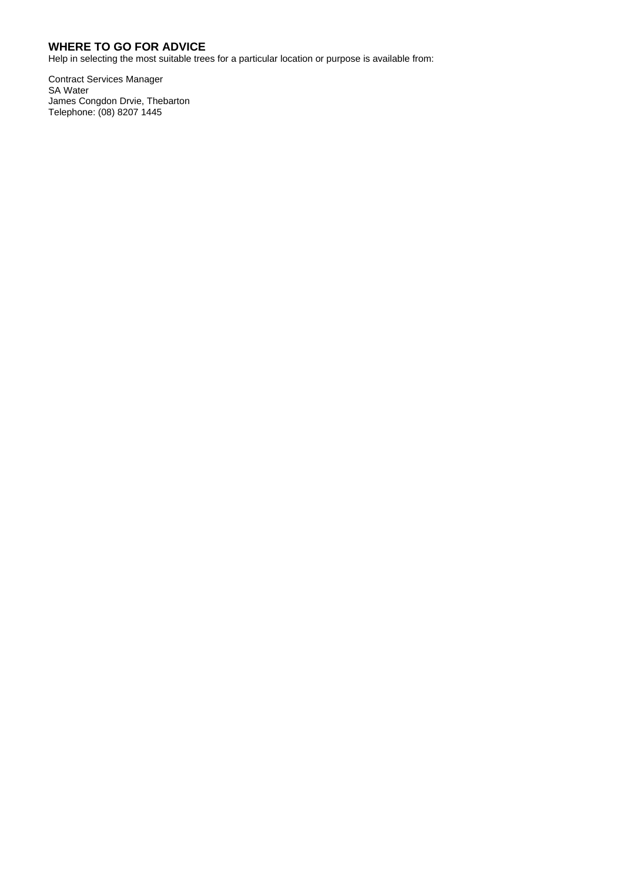## WHERE TO GO FOR ADVICE

Help in selecting the most suitable trees for a particular location or purpose is available from:

Contract Services Manager
SA Water
James Congdon Drvie, Thebarton
Telephone: (08) 8207 1445